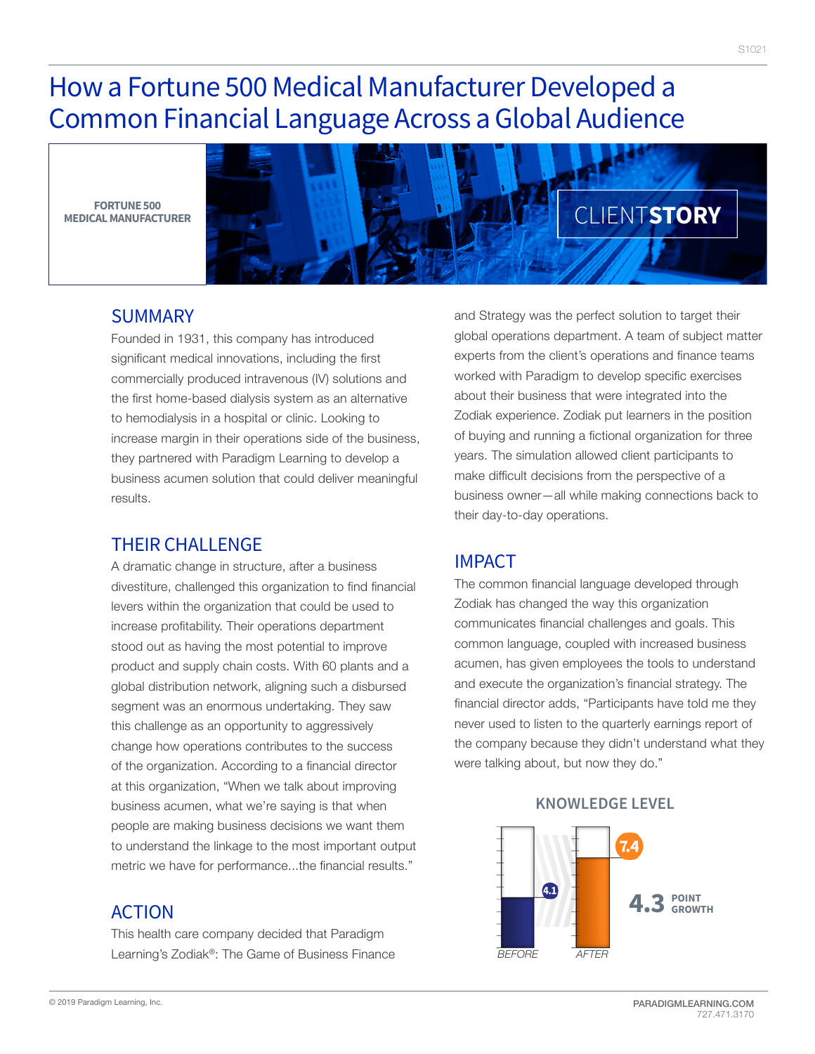# How a Fortune 500 Medical Manufacturer Developed a Common Financial Language Across a Global Audience

**FORTUNE 500 MEDICAL MANUFACTURER**

CLIENT**STORY**

## SUMMARY

Founded in 1931, this company has introduced significant medical innovations, including the first commercially produced intravenous (IV) solutions and the first home-based dialysis system as an alternative to hemodialysis in a hospital or clinic. Looking to increase margin in their operations side of the business, they partnered with Paradigm Learning to develop a business acumen solution that could deliver meaningful results.

## THEIR CHALLENGE

A dramatic change in structure, after a business divestiture, challenged this organization to find financial levers within the organization that could be used to increase profitability. Their operations department stood out as having the most potential to improve product and supply chain costs. With 60 plants and a global distribution network, aligning such a disbursed segment was an enormous undertaking. They saw this challenge as an opportunity to aggressively change how operations contributes to the success of the organization. According to a financial director at this organization, "When we talk about improving business acumen, what we're saying is that when people are making business decisions we want them to understand the linkage to the most important output metric we have for performance...the financial results."

## ACTION

This health care company decided that Paradigm Learning's Zodiak®: The Game of Business Finance and Strategy was the perfect solution to target their global operations department. A team of subject matter experts from the client's operations and finance teams worked with Paradigm to develop specific exercises about their business that were integrated into the Zodiak experience. Zodiak put learners in the position of buying and running a fictional organization for three years. The simulation allowed client participants to make difficult decisions from the perspective of a business owner—all while making connections back to their day-to-day operations.

## IMPACT

The common financial language developed through Zodiak has changed the way this organization communicates financial challenges and goals. This common language, coupled with increased business acumen, has given employees the tools to understand and execute the organization's financial strategy. The financial director adds, "Participants have told me they never used to listen to the quarterly earnings report of the company because they didn't understand what they were talking about, but now they do."

### KNOWLEDGE LEVEL

| BEFORE | AFTER |
|---|---|
| 4.1 | 7.4 |

**4.3** POINT GROWTH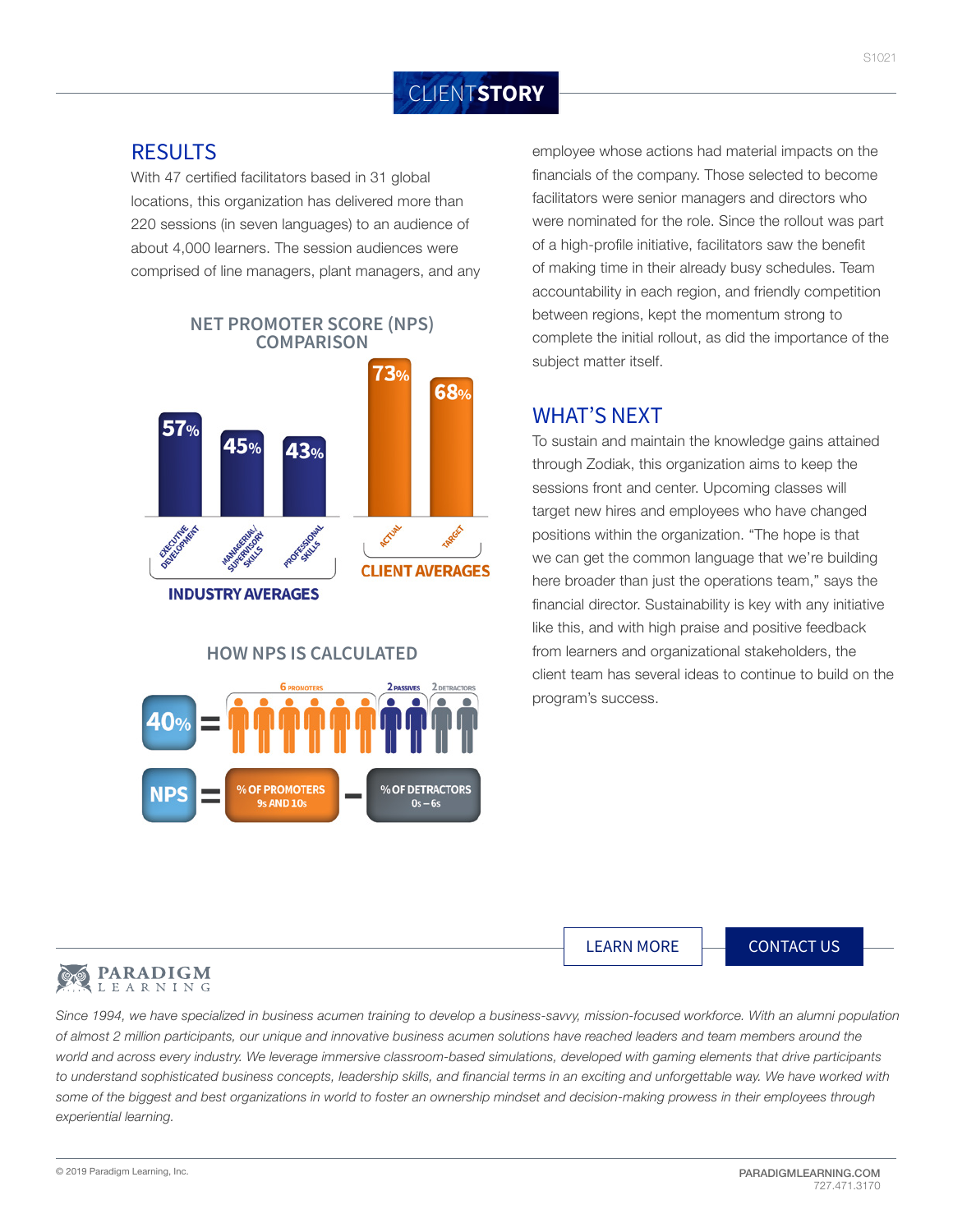## CLIENTSTORY

## RESULTS

With 47 certified facilitators based in 31 global locations, this organization has delivered more than 220 sessions (in seven languages) to an audience of about 4,000 learners. The session audiences were comprised of line managers, plant managers, and any employee whose actions had material impacts on the financials of the company. Those selected to become facilitators were senior managers and directors who were nominated for the role. Since the rollout was part of a high-profile initiative, facilitators saw the benefit of making time in their already busy schedules. Team accountability in each region, and friendly competition between regions, kept the momentum strong to complete the initial rollout, as did the importance of the subject matter itself.

### NET PROMOTER SCORE (NPS) COMPARISON

57%
45%
43%
73%
68%

EXECUTIVE DEVELOPMENT
MANAGERIAL/ SUPERVISORY SKILLS
PROFESSIONAL SKILLS
ACTUAL
TARGET

INDUSTRY AVERAGES
CLIENT AVERAGES

### HOW NPS IS CALCULATED

6 PROMOTERS
2 PASSIVES
2 DETRACTORS

40% =

NPS = % OF PROMOTERS 9s AND 10s − % OF DETRACTORS 0s – 6s

## WHAT'S NEXT

To sustain and maintain the knowledge gains attained through Zodiak, this organization aims to keep the sessions front and center. Upcoming classes will target new hires and employees who have changed positions within the organization. "The hope is that we can get the common language that we're building here broader than just the operations team," says the financial director. Sustainability is key with any initiative like this, and with high praise and positive feedback from learners and organizational stakeholders, the client team has several ideas to continue to build on the program's success.

LEARN MORE

CONTACT US

PARADIGM LEARNING

*Since 1994, we have specialized in business acumen training to develop a business-savvy, mission-focused workforce. With an alumni population of almost 2 million participants, our unique and innovative business acumen solutions have reached leaders and team members around the world and across every industry. We leverage immersive classroom-based simulations, developed with gaming elements that drive participants to understand sophisticated business concepts, leadership skills, and financial terms in an exciting and unforgettable way. We have worked with some of the biggest and best organizations in world to foster an ownership mindset and decision-making prowess in their employees through experiential learning.*

© 2019 Paradigm Learning, Inc.

PARADIGMLEARNING.COM
727.471.3170